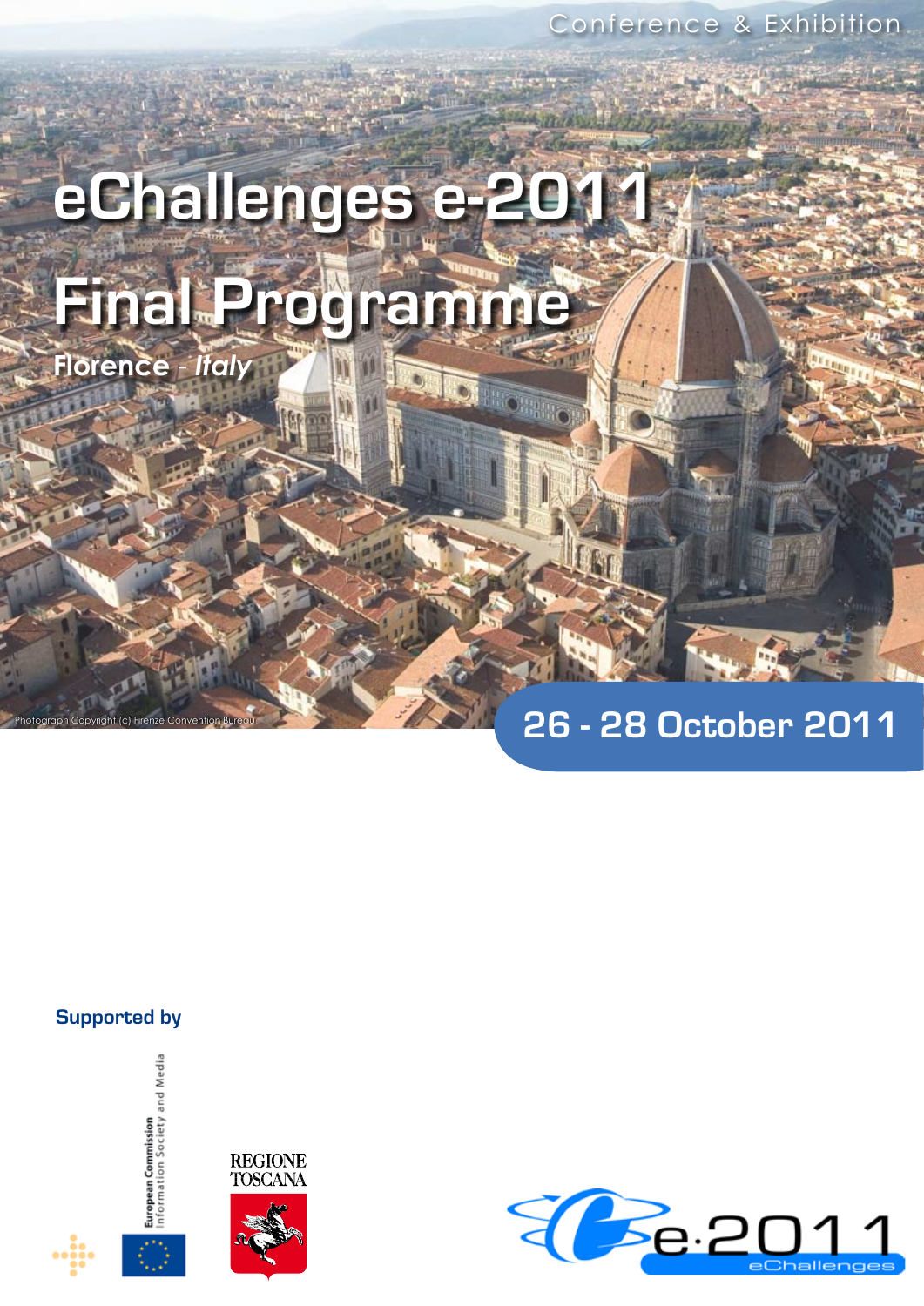Conference & Exhibition

# eChallenges e-2011

# Final Programme

**Florence** - *Italy*

Photograph Copyright (c) Firenze Convention Bureau

## 26 - 28 October 2011

**Supported by**

European Commission
Information Society and Media

REGIONE TOSCANA

e-2011
eChallenges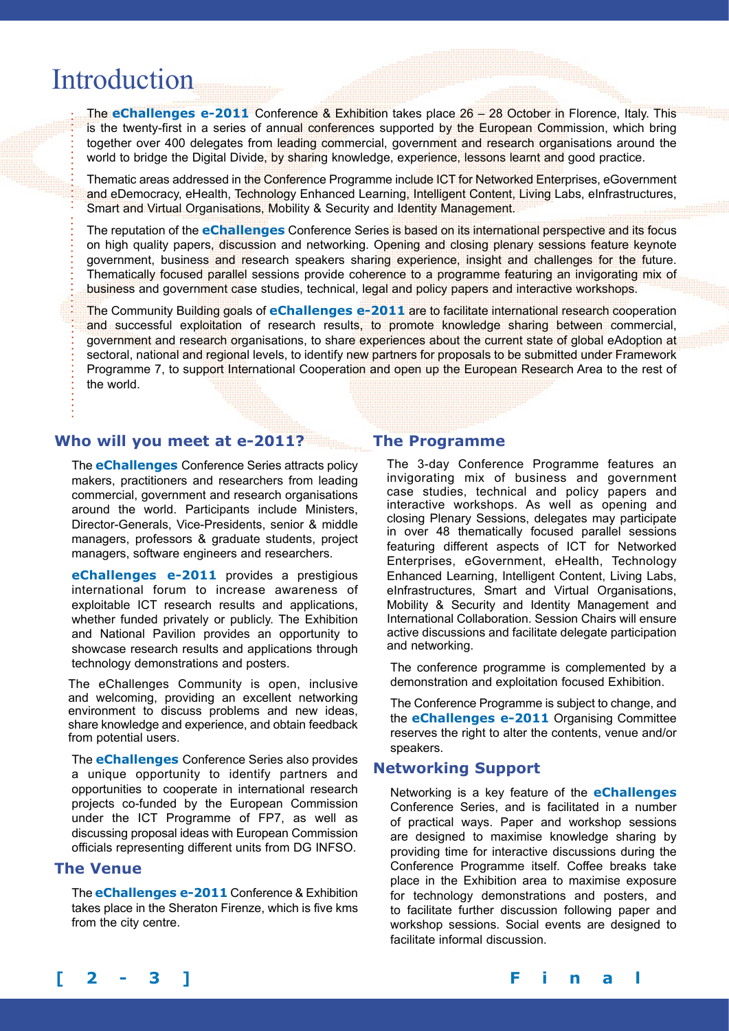# Introduction

The **eChallenges e-2011** Conference & Exhibition takes place 26 – 28 October in Florence, Italy. This is the twenty-first in a series of annual conferences supported by the European Commission, which bring together over 400 delegates from leading commercial, government and research organisations around the world to bridge the Digital Divide, by sharing knowledge, experience, lessons learnt and good practice.

Thematic areas addressed in the Conference Programme include ICT for Networked Enterprises, eGovernment and eDemocracy, eHealth, Technology Enhanced Learning, Intelligent Content, Living Labs, eInfrastructures, Smart and Virtual Organisations, Mobility & Security and Identity Management.

The reputation of the **eChallenges** Conference Series is based on its international perspective and its focus on high quality papers, discussion and networking. Opening and closing plenary sessions feature keynote government, business and research speakers sharing experience, insight and challenges for the future. Thematically focused parallel sessions provide coherence to a programme featuring an invigorating mix of business and government case studies, technical, legal and policy papers and interactive workshops.

The Community Building goals of **eChallenges e-2011** are to facilitate international research cooperation and successful exploitation of research results, to promote knowledge sharing between commercial, government and research organisations, to share experiences about the current state of global eAdoption at sectoral, national and regional levels, to identify new partners for proposals to be submitted under Framework Programme 7, to support International Cooperation and open up the European Research Area to the rest of the world.

## Who will you meet at e-2011?

The **eChallenges** Conference Series attracts policy makers, practitioners and researchers from leading commercial, government and research organisations around the world. Participants include Ministers, Director-Generals, Vice-Presidents, senior & middle managers, professors & graduate students, project managers, software engineers and researchers.

**eChallenges e-2011** provides a prestigious international forum to increase awareness of exploitable ICT research results and applications, whether funded privately or publicly. The Exhibition and National Pavilion provides an opportunity to showcase research results and applications through technology demonstrations and posters.

The eChallenges Community is open, inclusive and welcoming, providing an excellent networking environment to discuss problems and new ideas, share knowledge and experience, and obtain feedback from potential users.

The **eChallenges** Conference Series also provides a unique opportunity to identify partners and opportunities to cooperate in international research projects co-funded by the European Commission under the ICT Programme of FP7, as well as discussing proposal ideas with European Commission officials representing different units from DG INFSO.

## The Venue

The **eChallenges e-2011** Conference & Exhibition takes place in the Sheraton Firenze, which is five kms from the city centre.

## The Programme

The 3-day Conference Programme features an invigorating mix of business and government case studies, technical and policy papers and interactive workshops. As well as opening and closing Plenary Sessions, delegates may participate in over 48 thematically focused parallel sessions featuring different aspects of ICT for Networked Enterprises, eGovernment, eHealth, Technology Enhanced Learning, Intelligent Content, Living Labs, eInfrastructures, Smart and Virtual Organisations, Mobility & Security and Identity Management and International Collaboration. Session Chairs will ensure active discussions and facilitate delegate participation and networking.

The conference programme is complemented by a demonstration and exploitation focused Exhibition.

The Conference Programme is subject to change, and the **eChallenges e-2011** Organising Committee reserves the right to alter the contents, venue and/or speakers.

## Networking Support

Networking is a key feature of the **eChallenges** Conference Series, and is facilitated in a number of practical ways. Paper and workshop sessions are designed to maximise knowledge sharing by providing time for interactive discussions during the Conference Programme itself. Coffee breaks take place in the Exhibition area to maximise exposure for technology demonstrations and posters, and to facilitate further discussion following paper and workshop sessions. Social events are designed to facilitate informal discussion.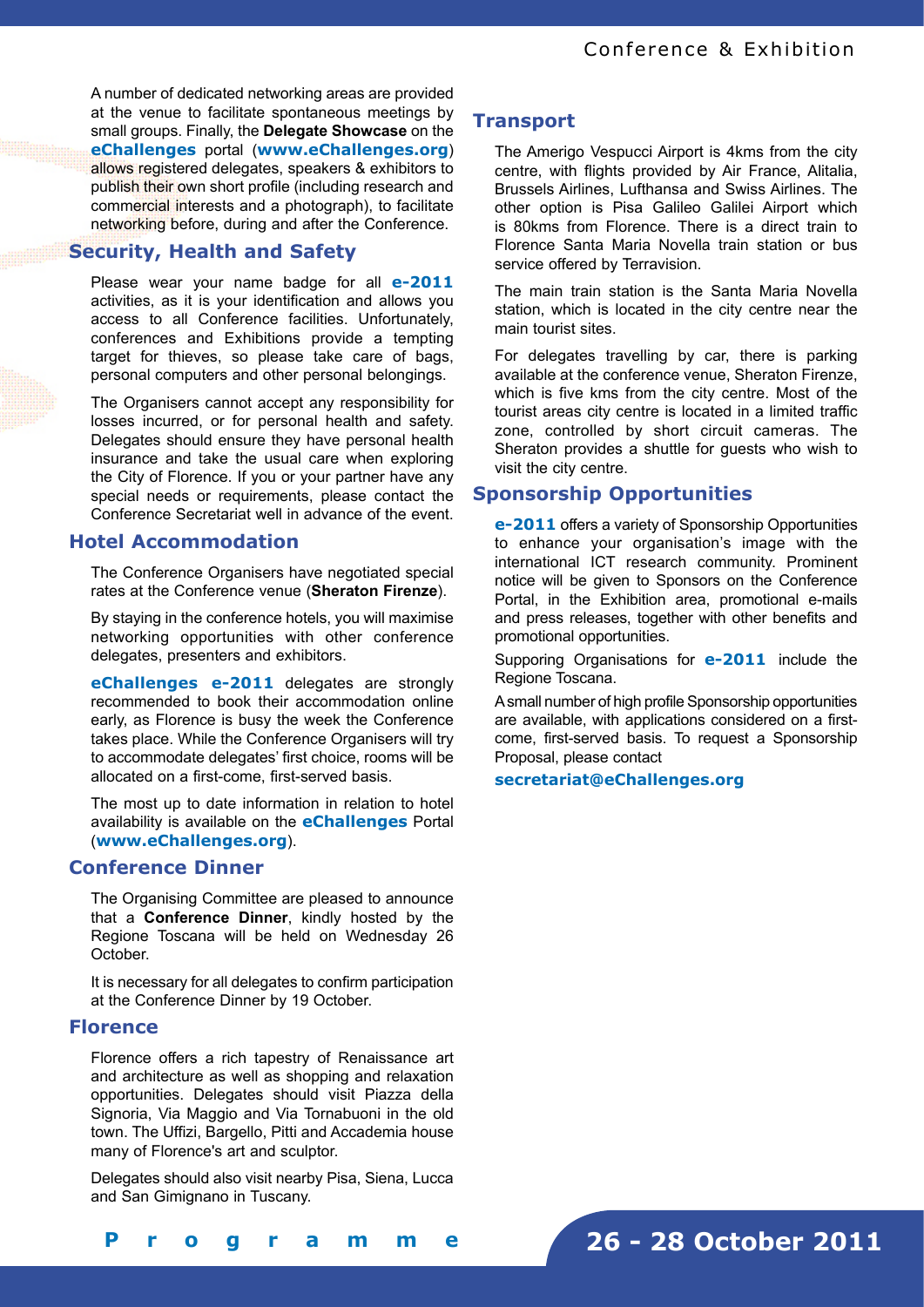A number of dedicated networking areas are provided at the venue to facilitate spontaneous meetings by small groups. Finally, the **Delegate Showcase** on the **eChallenges** portal (**www.eChallenges.org**) allows registered delegates, speakers & exhibitors to publish their own short profile (including research and commercial interests and a photograph), to facilitate networking before, during and after the Conference.

## Security, Health and Safety

Please wear your name badge for all **e-2011** activities, as it is your identification and allows you access to all Conference facilities. Unfortunately, conferences and Exhibitions provide a tempting target for thieves, so please take care of bags, personal computers and other personal belongings.

The Organisers cannot accept any responsibility for losses incurred, or for personal health and safety. Delegates should ensure they have personal health insurance and take the usual care when exploring the City of Florence. If you or your partner have any special needs or requirements, please contact the Conference Secretariat well in advance of the event.

## Hotel Accommodation

The Conference Organisers have negotiated special rates at the Conference venue (**Sheraton Firenze**).

By staying in the conference hotels, you will maximise networking opportunities with other conference delegates, presenters and exhibitors.

**eChallenges e-2011** delegates are strongly recommended to book their accommodation online early, as Florence is busy the week the Conference takes place. While the Conference Organisers will try to accommodate delegates' first choice, rooms will be allocated on a first-come, first-served basis.

The most up to date information in relation to hotel availability is available on the **eChallenges** Portal (**www.eChallenges.org**).

## Conference Dinner

The Organising Committee are pleased to announce that a **Conference Dinner**, kindly hosted by the Regione Toscana will be held on Wednesday 26 October.

It is necessary for all delegates to confirm participation at the Conference Dinner by 19 October.

## Florence

Florence offers a rich tapestry of Renaissance art and architecture as well as shopping and relaxation opportunities. Delegates should visit Piazza della Signoria, Via Maggio and Via Tornabuoni in the old town. The Uffizi, Bargello, Pitti and Accademia house many of Florence's art and sculptor.

Delegates should also visit nearby Pisa, Siena, Lucca and San Gimignano in Tuscany.

## Transport

The Amerigo Vespucci Airport is 4kms from the city centre, with flights provided by Air France, Alitalia, Brussels Airlines, Lufthansa and Swiss Airlines. The other option is Pisa Galileo Galilei Airport which is 80kms from Florence. There is a direct train to Florence Santa Maria Novella train station or bus service offered by Terravision.

The main train station is the Santa Maria Novella station, which is located in the city centre near the main tourist sites.

For delegates travelling by car, there is parking available at the conference venue, Sheraton Firenze, which is five kms from the city centre. Most of the tourist areas city centre is located in a limited traffic zone, controlled by short circuit cameras. The Sheraton provides a shuttle for guests who wish to visit the city centre.

## Sponsorship Opportunities

**e-2011** offers a variety of Sponsorship Opportunities to enhance your organisation's image with the international ICT research community. Prominent notice will be given to Sponsors on the Conference Portal, in the Exhibition area, promotional e-mails and press releases, together with other benefits and promotional opportunities.

Supporing Organisations for **e-2011** include the Regione Toscana.

A small number of high profile Sponsorship opportunities are available, with applications considered on a first-come, first-served basis. To request a Sponsorship Proposal, please contact

**secretariat@eChallenges.org**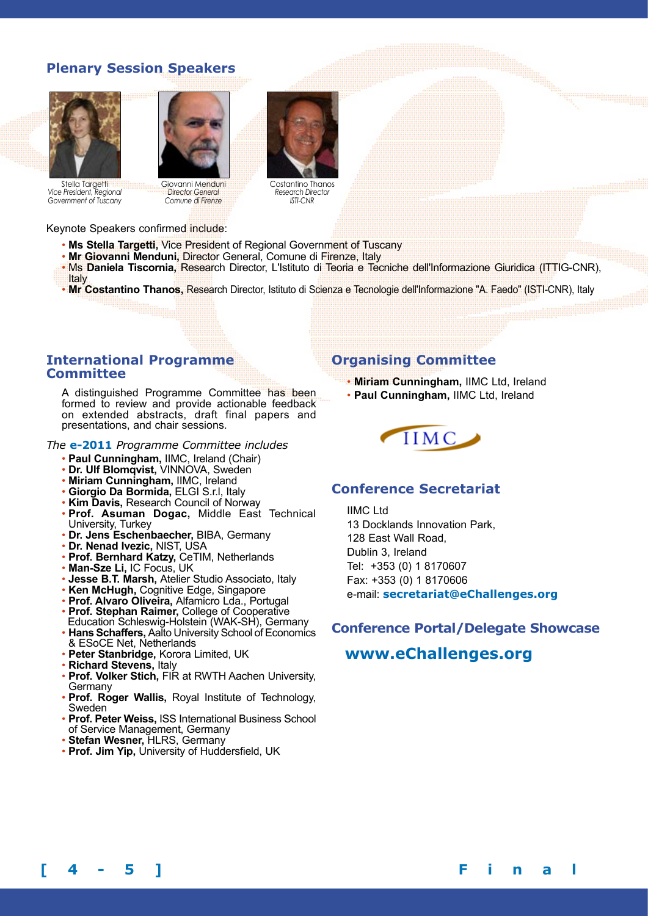## Plenary Session Speakers

Stella Targetti
*Vice President, Regional Government of Tuscany*

Giovanni Menduni
*Director General Comune di Firenze*

Costantino Thanos
*Research Director ISTI-CNR*

Keynote Speakers confirmed include:

- **Ms Stella Targetti,** Vice President of Regional Government of Tuscany
- **Mr Giovanni Menduni,** Director General, Comune di Firenze, Italy
- Ms **Daniela Tiscornia,** Research Director, L'Istituto di Teoria e Tecniche dell'Informazione Giuridica (ITTIG-CNR), Italy
- **Mr Costantino Thanos,** Research Director, Istituto di Scienza e Tecnologie dell'Informazione "A. Faedo" (ISTI-CNR), Italy

## International Programme Committee

A distinguished Programme Committee has been formed to review and provide actionable feedback on extended abstracts, draft final papers and presentations, and chair sessions.

*The* **e-2011** *Programme Committee includes*

- **Paul Cunningham,** IIMC, Ireland (Chair)
- **Dr. Ulf Blomqvist,** VINNOVA, Sweden
- **Miriam Cunningham,** IIMC, Ireland
- **Giorgio Da Bormida,** ELGI S.r.l, Italy
- **Kim Davis,** Research Council of Norway
- **Prof. Asuman Dogac,** Middle East Technical University, Turkey
- **Dr. Jens Eschenbaecher,** BIBA, Germany
- **Dr. Nenad Ivezic,** NIST, USA
- **Prof. Bernhard Katzy,** CeTIM, Netherlands
- **Man-Sze Li,** IC Focus, UK
- **Jesse B.T. Marsh,** Atelier Studio Associato, Italy
- **Ken McHugh,** Cognitive Edge, Singapore
- **Prof. Alvaro Oliveira,** Alfamicro Lda., Portugal
- **Prof. Stephan Raimer,** College of Cooperative Education Schleswig-Holstein (WAK-SH), Germany
- **Hans Schaffers,** Aalto University School of Economics & ESoCE Net, Netherlands
- **Peter Stanbridge,** Korora Limited, UK
- **Richard Stevens,** Italy
- **Prof. Volker Stich,** FIR at RWTH Aachen University, Germany
- **Prof. Roger Wallis,** Royal Institute of Technology, Sweden
- **Prof. Peter Weiss,** ISS International Business School of Service Management, Germany
- **Stefan Wesner,** HLRS, Germany
- **Prof. Jim Yip,** University of Huddersfield, UK

## Organising Committee

- **Miriam Cunningham,** IIMC Ltd, Ireland
- **Paul Cunningham,** IIMC Ltd, Ireland

IIMC

## Conference Secretariat

IIMC Ltd
13 Docklands Innovation Park,
128 East Wall Road,
Dublin 3, Ireland
Tel: +353 (0) 1 8170607
Fax: +353 (0) 1 8170606
e-mail: **secretariat@eChallenges.org**

## Conference Portal/Delegate Showcase

**www.eChallenges.org**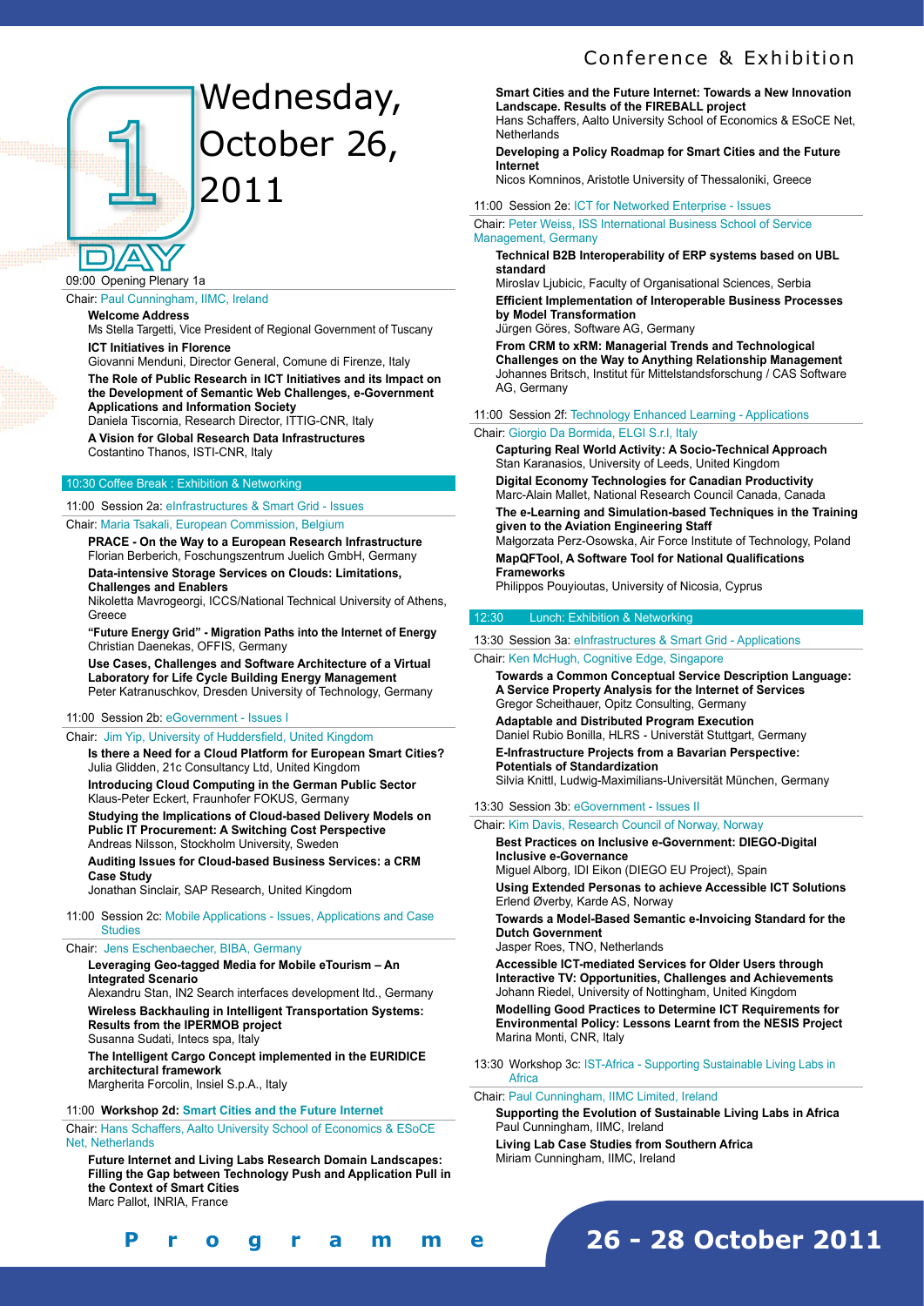# Day 1 – Wednesday, October 26, 2011

09:00 Opening Plenary 1a

Chair: Paul Cunningham, IIMC, Ireland

**Welcome Address**
Ms Stella Targetti, Vice President of Regional Government of Tuscany

**ICT Initiatives in Florence**
Giovanni Menduni, Director General, Comune di Firenze, Italy

**The Role of Public Research in ICT Initiatives and its Impact on the Development of Semantic Web Challenges, e-Government Applications and Information Society**
Daniela Tiscornia, Research Director, ITTIG-CNR, Italy

**A Vision for Global Research Data Infrastructures**
Costantino Thanos, ISTI-CNR, Italy

10:30 Coffee Break : Exhibition & Networking

11:00 Session 2a: eInfrastructures & Smart Grid - Issues

Chair: Maria Tsakali, European Commission, Belgium

**PRACE - On the Way to a European Research Infrastructure**
Florian Berberich, Foschungszentrum Juelich GmbH, Germany

**Data-intensive Storage Services on Clouds: Limitations, Challenges and Enablers**
Nikoletta Mavrogeorgi, ICCS/National Technical University of Athens, Greece

**"Future Energy Grid" - Migration Paths into the Internet of Energy**
Christian Daenekas, OFFIS, Germany

**Use Cases, Challenges and Software Architecture of a Virtual Laboratory for Life Cycle Building Energy Management**
Peter Katranuschkov, Dresden University of Technology, Germany

11:00 Session 2b: eGovernment - Issues I

Chair: Jim Yip, University of Huddersfield, United Kingdom

**Is there a Need for a Cloud Platform for European Smart Cities?**
Julia Glidden, 21c Consultancy Ltd, United Kingdom

**Introducing Cloud Computing in the German Public Sector**
Klaus-Peter Eckert, Fraunhofer FOKUS, Germany

**Studying the Implications of Cloud-based Delivery Models on Public IT Procurement: A Switching Cost Perspective**
Andreas Nilsson, Stockholm University, Sweden

**Auditing Issues for Cloud-based Business Services: a CRM Case Study**
Jonathan Sinclair, SAP Research, United Kingdom

11:00 Session 2c: Mobile Applications - Issues, Applications and Case Studies

Chair: Jens Eschenbaecher, BIBA, Germany

**Leveraging Geo-tagged Media for Mobile eTourism – An Integrated Scenario**
Alexandru Stan, IN2 Search interfaces development ltd., Germany

**Wireless Backhauling in Intelligent Transportation Systems: Results from the IPERMOB project**
Susanna Sudati, Intecs spa, Italy

**The Intelligent Cargo Concept implemented in the EURIDICE architectural framework**
Margherita Forcolin, Insiel S.p.A., Italy

11:00 **Workshop 2d: Smart Cities and the Future Internet**

Chair: Hans Schaffers, Aalto University School of Economics & ESoCE Net, Netherlands

**Future Internet and Living Labs Research Domain Landscapes: Filling the Gap between Technology Push and Application Pull in the Context of Smart Cities**
Marc Pallot, INRIA, France

**Smart Cities and the Future Internet: Towards a New Innovation Landscape. Results of the FIREBALL project**
Hans Schaffers, Aalto University School of Economics & ESoCE Net, Netherlands

**Developing a Policy Roadmap for Smart Cities and the Future Internet**
Nicos Komninos, Aristotle University of Thessaloniki, Greece

11:00 Session 2e: ICT for Networked Enterprise - Issues

Chair: Peter Weiss, ISS International Business School of Service Management, Germany

**Technical B2B Interoperability of ERP systems based on UBL standard**
Miroslav Ljubicic, Faculty of Organisational Sciences, Serbia

**Efficient Implementation of Interoperable Business Processes by Model Transformation**
Jürgen Göres, Software AG, Germany

**From CRM to xRM: Managerial Trends and Technological Challenges on the Way to Anything Relationship Management**
Johannes Britsch, Institut für Mittelstandsforschung / CAS Software AG, Germany

11:00 Session 2f: Technology Enhanced Learning - Applications

Chair: Giorgio Da Bormida, ELGI S.r.l, Italy

**Capturing Real World Activity: A Socio-Technical Approach**
Stan Karanasios, University of Leeds, United Kingdom

**Digital Economy Technologies for Canadian Productivity**
Marc-Alain Mallet, National Research Council Canada, Canada

**The e-Learning and Simulation-based Techniques in the Training given to the Aviation Engineering Staff**
Małgorzata Perz-Osowska, Air Force Institute of Technology, Poland

**MapQFTool, A Software Tool for National Qualifications Frameworks**
Philippos Pouyioutas, University of Nicosia, Cyprus

12:30 Lunch: Exhibition & Networking

13:30 Session 3a: eInfrastructures & Smart Grid - Applications

Chair: Ken McHugh, Cognitive Edge, Singapore

**Towards a Common Conceptual Service Description Language: A Service Property Analysis for the Internet of Services**
Gregor Scheithauer, Opitz Consulting, Germany

**Adaptable and Distributed Program Execution**
Daniel Rubio Bonilla, HLRS - Universtät Stuttgart, Germany

**E-Infrastructure Projects from a Bavarian Perspective: Potentials of Standardization**
Silvia Knittl, Ludwig-Maximilians-Universität München, Germany

13:30 Session 3b: eGovernment - Issues II

Chair: Kim Davis, Research Council of Norway, Norway

**Best Practices on Inclusive e-Government: DIEGO-Digital Inclusive e-Governance**
Miguel Alborg, IDI Eikon (DIEGO EU Project), Spain

**Using Extended Personas to achieve Accessible ICT Solutions**
Erlend Øverby, Karde AS, Norway

**Towards a Model-Based Semantic e-Invoicing Standard for the Dutch Government**
Jasper Roes, TNO, Netherlands

**Accessible ICT-mediated Services for Older Users through Interactive TV: Opportunities, Challenges and Achievements**
Johann Riedel, University of Nottingham, United Kingdom

**Modelling Good Practices to Determine ICT Requirements for Environmental Policy: Lessons Learnt from the NESIS Project**
Marina Monti, CNR, Italy

13:30 Workshop 3c: IST-Africa - Supporting Sustainable Living Labs in Africa

Chair: Paul Cunningham, IIMC Limited, Ireland

**Supporting the Evolution of Sustainable Living Labs in Africa**
Paul Cunningham, IIMC, Ireland

**Living Lab Case Studies from Southern Africa**
Miriam Cunningham, IIMC, Ireland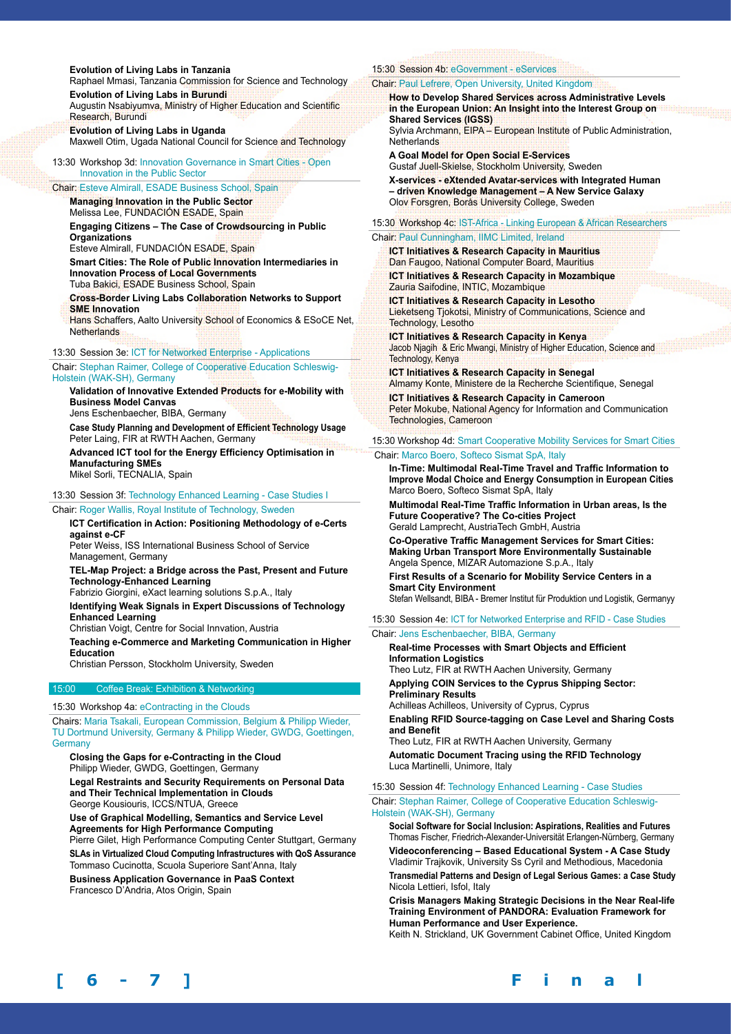**Evolution of Living Labs in Tanzania**
Raphael Mmasi, Tanzania Commission for Science and Technology

**Evolution of Living Labs in Burundi**
Augustin Nsabiyumva, Ministry of Higher Education and Scientific Research, Burundi

**Evolution of Living Labs in Uganda**
Maxwell Otim, Ugada National Council for Science and Technology

13:30 Workshop 3d: Innovation Governance in Smart Cities - Open Innovation in the Public Sector

Chair: Esteve Almirall, ESADE Business School, Spain

**Managing Innovation in the Public Sector**
Melissa Lee, FUNDACIÓN ESADE, Spain

**Engaging Citizens – The Case of Crowdsourcing in Public Organizations**
Esteve Almirall, FUNDACIÓN ESADE, Spain

**Smart Cities: The Role of Public Innovation Intermediaries in Innovation Process of Local Governments**
Tuba Bakici, ESADE Business School, Spain

**Cross-Border Living Labs Collaboration Networks to Support SME Innovation**
Hans Schaffers, Aalto University School of Economics & ESoCE Net, Netherlands

13:30 Session 3e: ICT for Networked Enterprise - Applications

Chair: Stephan Raimer, College of Cooperative Education Schleswig-Holstein (WAK-SH), Germany

**Validation of Innovative Extended Products for e-Mobility with Business Model Canvas**
Jens Eschenbaecher, BIBA, Germany

**Case Study Planning and Development of Efficient Technology Usage**
Peter Laing, FIR at RWTH Aachen, Germany

**Advanced ICT tool for the Energy Efficiency Optimisation in Manufacturing SMEs**
Mikel Sorli, TECNALIA, Spain

13:30 Session 3f: Technology Enhanced Learning - Case Studies I

Chair: Roger Wallis, Royal Institute of Technology, Sweden

**ICT Certification in Action: Positioning Methodology of e-Certs against e-CF**
Peter Weiss, ISS International Business School of Service Management, Germany

**TEL-Map Project: a Bridge across the Past, Present and Future Technology-Enhanced Learning**
Fabrizio Giorgini, eXact learning solutions S.p.A., Italy

**Identifying Weak Signals in Expert Discussions of Technology Enhanced Learning**
Christian Voigt, Centre for Social Innvation, Austria

**Teaching e-Commerce and Marketing Communication in Higher Education**
Christian Persson, Stockholm University, Sweden

15:00 Coffee Break: Exhibition & Networking

15:30 Workshop 4a: eContracting in the Clouds

Chairs: Maria Tsakali, European Commission, Belgium & Philipp Wieder, TU Dortmund University, Germany & Philipp Wieder, GWDG, Goettingen, Germany

**Closing the Gaps for e-Contracting in the Cloud**
Philipp Wieder, GWDG, Goettingen, Germany

**Legal Restraints and Security Requirements on Personal Data and Their Technical Implementation in Clouds**
George Kousiouris, ICCS/NTUA, Greece

**Use of Graphical Modelling, Semantics and Service Level Agreements for High Performance Computing**
Pierre Gilet, High Performance Computing Center Stuttgart, Germany

**SLAs in Virtualized Cloud Computing Infrastructures with QoS Assurance**
Tommaso Cucinotta, Scuola Superiore Sant'Anna, Italy

**Business Application Governance in PaaS Context**
Francesco D'Andria, Atos Origin, Spain

15:30 Session 4b: eGovernment - eServices

Chair: Paul Lefrere, Open University, United Kingdom

**How to Develop Shared Services across Administrative Levels in the European Union: An Insight into the Interest Group on Shared Services (IGSS)**
Sylvia Archmann, EIPA – European Institute of Public Administration, Netherlands

**A Goal Model for Open Social E-Services**
Gustaf Juell-Skielse, Stockholm University, Sweden

**X-services - eXtended Avatar-services with Integrated Human – driven Knowledge Management – A New Service Galaxy**
Olov Forsgren, Borås University College, Sweden

15:30 Workshop 4c: IST-Africa - Linking European & African Researchers

Chair: Paul Cunningham, IIMC Limited, Ireland

**ICT Initiatives & Research Capacity in Mauritius**
Dan Faugoo, National Computer Board, Mauritius

**ICT Initiatives & Research Capacity in Mozambique**
Zauria Saifodine, INTIC, Mozambique

**ICT Initiatives & Research Capacity in Lesotho**
Lieketseng Tjokotsi, Ministry of Communications, Science and Technology, Lesotho

**ICT Initiatives & Research Capacity in Kenya**
Jacob Njagih & Eric Mwangi, Ministry of Higher Education, Science and Technology, Kenya

**ICT Initiatives & Research Capacity in Senegal**
Almamy Konte, Ministere de la Recherche Scientifique, Senegal

**ICT Initiatives & Research Capacity in Cameroon**
Peter Mokube, National Agency for Information and Communication Technologies, Cameroon

15:30 Workshop 4d: Smart Cooperative Mobility Services for Smart Cities

Chair: Marco Boero, Softeco Sismat SpA, Italy

**In-Time: Multimodal Real-Time Travel and Traffic Information to Improve Modal Choice and Energy Consumption in European Cities**
Marco Boero, Softeco Sismat SpA, Italy

**Multimodal Real-Time Traffic Information in Urban areas, Is the Future Cooperative? The Co-cities Project**
Gerald Lamprecht, AustriaTech GmbH, Austria

**Co-Operative Traffic Management Services for Smart Cities: Making Urban Transport More Environmentally Sustainable**
Angela Spence, MIZAR Automazione S.p.A., Italy

**First Results of a Scenario for Mobility Service Centers in a Smart City Environment**
Stefan Wellsandt, BIBA - Bremer Institut für Produktion und Logistik, Germanyy

15:30 Session 4e: ICT for Networked Enterprise and RFID - Case Studies

Chair: Jens Eschenbaecher, BIBA, Germany

**Real-time Processes with Smart Objects and Efficient Information Logistics**
Theo Lutz, FIR at RWTH Aachen University, Germany

**Applying COIN Services to the Cyprus Shipping Sector: Preliminary Results**
Achilleas Achilleos, University of Cyprus, Cyprus

**Enabling RFID Source-tagging on Case Level and Sharing Costs and Benefit**
Theo Lutz, FIR at RWTH Aachen University, Germany

**Automatic Document Tracing using the RFID Technology**
Luca Martinelli, Unimore, Italy

15:30 Session 4f: Technology Enhanced Learning - Case Studies

Chair: Stephan Raimer, College of Cooperative Education Schleswig-Holstein (WAK-SH), Germany

**Social Software for Social Inclusion: Aspirations, Realities and Futures**
Thomas Fischer, Friedrich-Alexander-Universität Erlangen-Nürnberg, Germany

**Videoconferencing – Based Educational System - A Case Study**
Vladimir Trajkovik, University Ss Cyril and Methodious, Macedonia

**Transmedial Patterns and Design of Legal Serious Games: a Case Study**
Nicola Lettieri, Isfol, Italy

**Crisis Managers Making Strategic Decisions in the Near Real-life Training Environment of PANDORA: Evaluation Framework for Human Performance and User Experience.**
Keith N. Strickland, UK Government Cabinet Office, United Kingdom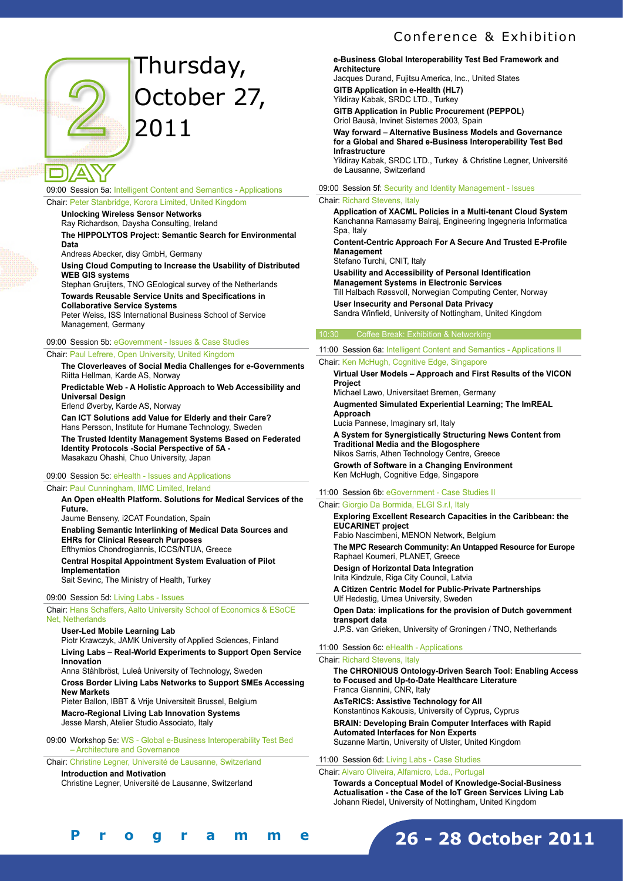# Day 2 – Thursday, October 27, 2011

09:00 Session 5a: Intelligent Content and Semantics - Applications

Chair: Peter Stanbridge, Korora Limited, United Kingdom

**Unlocking Wireless Sensor Networks**
Ray Richardson, Daysha Consulting, Ireland

**The HIPPOLYTOS Project: Semantic Search for Environmental Data**
Andreas Abecker, disy GmbH, Germany

**Using Cloud Computing to Increase the Usability of Distributed WEB GIS systems**
Stephan Gruijters, TNO GEological survey of the Netherlands

**Towards Reusable Service Units and Specifications in Collaborative Service Systems**
Peter Weiss, ISS International Business School of Service Management, Germany

09:00 Session 5b: eGovernment - Issues & Case Studies

Chair: Paul Lefrere, Open University, United Kingdom

**The Cloverleaves of Social Media Challenges for e-Governments**
Riitta Hellman, Karde AS, Norway

**Predictable Web - A Holistic Approach to Web Accessibility and Universal Design**
Erlend Øverby, Karde AS, Norway

**Can ICT Solutions add Value for Elderly and their Care?**
Hans Persson, Institute for Humane Technology, Sweden

**The Trusted Identity Management Systems Based on Federated Identity Protocols -Social Perspective of 5A -**
Masakazu Ohashi, Chuo University, Japan

09:00 Session 5c: eHealth - Issues and Applications

Chair: Paul Cunningham, IIMC Limited, Ireland

**An Open eHealth Platform. Solutions for Medical Services of the Future.**
Jaume Benseny, i2CAT Foundation, Spain

**Enabling Semantic Interlinking of Medical Data Sources and EHRs for Clinical Research Purposes**
Efthymios Chondrogiannis, ICCS/NTUA, Greece

**Central Hospital Appointment System Evaluation of Pilot Implementation**
Sait Sevinc, The Ministry of Health, Turkey

09:00 Session 5d: Living Labs - Issues

Chair: Hans Schaffers, Aalto University School of Economics & ESoCE Net, Netherlands

**User-Led Mobile Learning Lab**
Piotr Krawczyk, JAMK University of Applied Sciences, Finland

**Living Labs – Real-World Experiments to Support Open Service Innovation**
Anna Ståhlbröst, Luleå University of Technology, Sweden

**Cross Border Living Labs Networks to Support SMEs Accessing New Markets**
Pieter Ballon, IBBT & Vrije Universiteit Brussel, Belgium

**Macro-Regional Living Lab Innovation Systems**
Jesse Marsh, Atelier Studio Associato, Italy

09:00 Workshop 5e: WS - Global e-Business Interoperability Test Bed – Architecture and Governance

Chair: Christine Legner, Université de Lausanne, Switzerland

**Introduction and Motivation**
Christine Legner, Université de Lausanne, Switzerland

**e-Business Global Interoperability Test Bed Framework and Architecture**
Jacques Durand, Fujitsu America, Inc., United States

**GITB Application in e-Health (HL7)**
Yildiray Kabak, SRDC LTD., Turkey

**GITB Application in Public Procurement (PEPPOL)**
Oriol Bausà, Invinet Sistemes 2003, Spain

**Way forward – Alternative Business Models and Governance for a Global and Shared e-Business Interoperability Test Bed Infrastructure**
Yildiray Kabak, SRDC LTD., Turkey & Christine Legner, Université de Lausanne, Switzerland

09:00 Session 5f: Security and Identity Management - Issues

Chair: Richard Stevens, Italy

**Application of XACML Policies in a Multi-tenant Cloud System**
Kanchanna Ramasamy Balraj, Engineering Ingegneria Informatica Spa, Italy

**Content-Centric Approach For A Secure And Trusted E-Profile Management**
Stefano Turchi, CNIT, Italy

**Usability and Accessibility of Personal Identification Management Systems in Electronic Services**
Till Halbach Røssvoll, Norwegian Computing Center, Norway

**User Insecurity and Personal Data Privacy**
Sandra Winfield, University of Nottingham, United Kingdom

10:30 Coffee Break: Exhibition & Networking

11:00 Session 6a: Intelligent Content and Semantics - Applications II

Chair: Ken McHugh, Cognitive Edge, Singapore

**Virtual User Models – Approach and First Results of the VICON Project**
Michael Lawo, Universitaet Bremen, Germany

**Augmented Simulated Experiential Learning; The ImREAL Approach**
Lucia Pannese, Imaginary srl, Italy

**A System for Synergistically Structuring News Content from Traditional Media and the Blogosphere**
Nikos Sarris, Athen Technology Centre, Greece

**Growth of Software in a Changing Environment**
Ken McHugh, Cognitive Edge, Singapore

11:00 Session 6b: eGovernment - Case Studies II

Chair: Giorgio Da Bormida, ELGI S.r.l, Italy

**Exploring Excellent Research Capacities in the Caribbean: the EUCARINET project**
Fabio Nascimbeni, MENON Network, Belgium

**The MPC Research Community: An Untapped Resource for Europe**
Raphael Koumeri, PLANET, Greece

**Design of Horizontal Data Integration**
Inita Kindzule, Riga City Council, Latvia

**A Citizen Centric Model for Public-Private Partnerships**
Ulf Hedestig, Umea University, Sweden

**Open Data: implications for the provision of Dutch government transport data**
J.P.S. van Grieken, University of Groningen / TNO, Netherlands

11:00 Session 6c: eHealth - Applications

Chair: Richard Stevens, Italy

**The CHRONIOUS Ontology-Driven Search Tool: Enabling Access to Focused and Up-to-Date Healthcare Literature**
Franca Giannini, CNR, Italy

**AsTeRICS: Assistive Technology for All**
Konstantinos Kakousis, University of Cyprus, Cyprus

**BRAIN: Developing Brain Computer Interfaces with Rapid Automated Interfaces for Non Experts**
Suzanne Martin, University of Ulster, United Kingdom

11:00 Session 6d: Living Labs - Case Studies

Chair: Alvaro Oliveira, Alfamicro, Lda., Portugal

**Towards a Conceptual Model of Knowledge-Social-Business Actualisation - the Case of the IoT Green Services Living Lab**
Johann Riedel, University of Nottingham, United Kingdom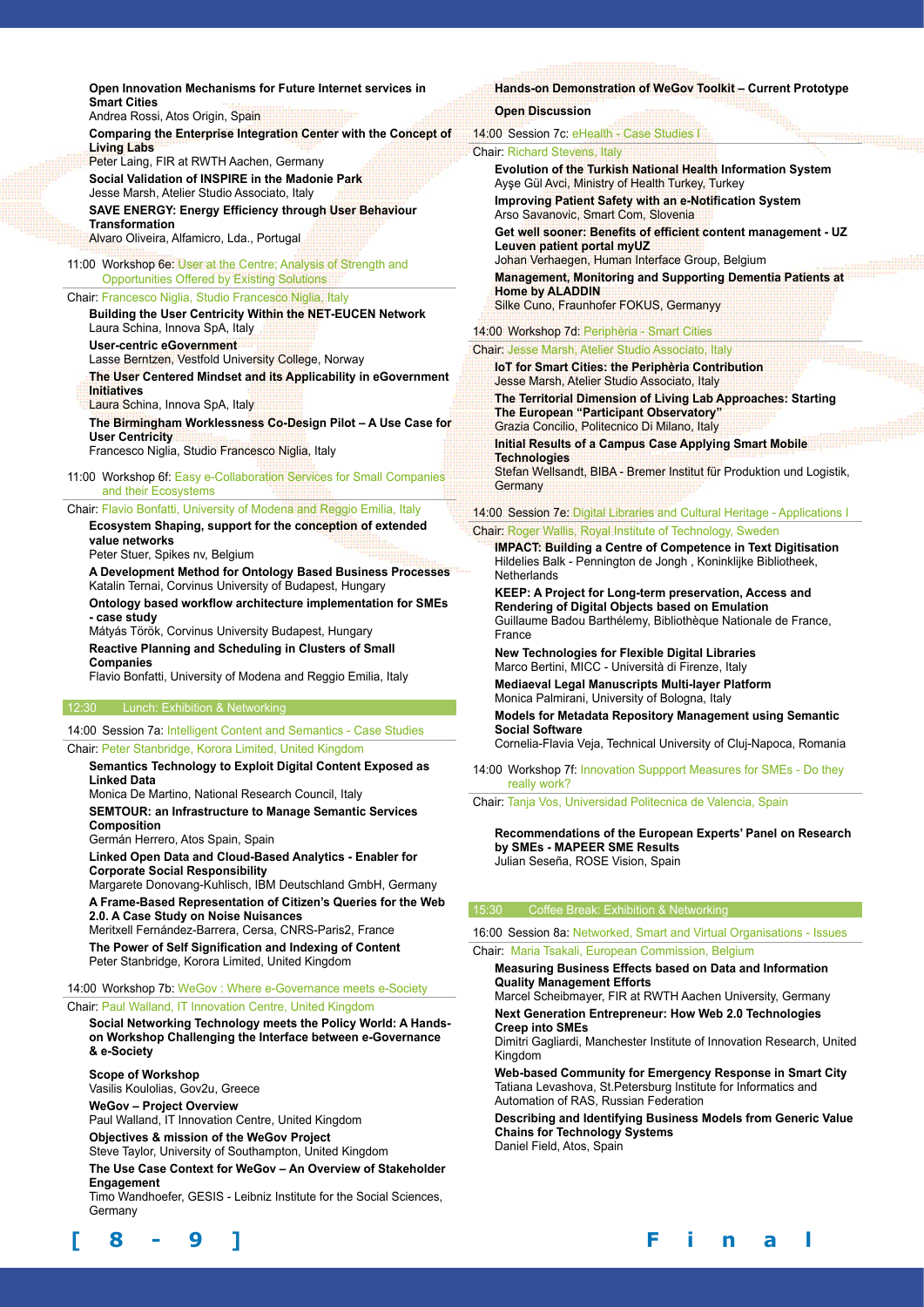**Open Innovation Mechanisms for Future Internet services in Smart Cities**
Andrea Rossi, Atos Origin, Spain

**Comparing the Enterprise Integration Center with the Concept of Living Labs**
Peter Laing, FIR at RWTH Aachen, Germany

**Social Validation of INSPIRE in the Madonie Park**
Jesse Marsh, Atelier Studio Associato, Italy

**SAVE ENERGY: Energy Efficiency through User Behaviour Transformation**
Alvaro Oliveira, Alfamicro, Lda., Portugal

## 11:00 Workshop 6e: User at the Centre: Analysis of Strength and Opportunities Offered by Existing Solutions

Chair: Francesco Niglia, Studio Francesco Niglia, Italy

**Building the User Centricity Within the NET-EUCEN Network**
Laura Schina, Innova SpA, Italy

**User-centric eGovernment**
Lasse Berntzen, Vestfold University College, Norway

**The User Centered Mindset and its Applicability in eGovernment Initiatives**
Laura Schina, Innova SpA, Italy

**The Birmingham Worklessness Co-Design Pilot – A Use Case for User Centricity**
Francesco Niglia, Studio Francesco Niglia, Italy

## 11:00 Workshop 6f: Easy e-Collaboration Services for Small Companies and their Ecosystems

Chair: Flavio Bonfatti, University of Modena and Reggio Emilia, Italy

**Ecosystem Shaping, support for the conception of extended value networks**
Peter Stuer, Spikes nv, Belgium

**A Development Method for Ontology Based Business Processes**
Katalin Ternai, Corvinus University of Budapest, Hungary

**Ontology based workflow architecture implementation for SMEs - case study**
Mátyás Török, Corvinus University Budapest, Hungary

**Reactive Planning and Scheduling in Clusters of Small Companies**
Flavio Bonfatti, University of Modena and Reggio Emilia, Italy

## 12:30 Lunch: Exhibition & Networking

## 14:00 Session 7a: Intelligent Content and Semantics - Case Studies

Chair: Peter Stanbridge, Korora Limited, United Kingdom

**Semantics Technology to Exploit Digital Content Exposed as Linked Data**
Monica De Martino, National Research Council, Italy

**SEMTOUR: an Infrastructure to Manage Semantic Services Composition**
Germán Herrero, Atos Spain, Spain

**Linked Open Data and Cloud-Based Analytics - Enabler for Corporate Social Responsibility**
Margarete Donovang-Kuhlisch, IBM Deutschland GmbH, Germany

**A Frame-Based Representation of Citizen's Queries for the Web 2.0. A Case Study on Noise Nuisances**
Meritxell Fernández-Barrera, Cersa, CNRS-Paris2, France

**The Power of Self Signification and Indexing of Content**
Peter Stanbridge, Korora Limited, United Kingdom

## 14:00 Workshop 7b: WeGov : Where e-Governance meets e-Society

Chair: Paul Walland, IT Innovation Centre, United Kingdom

**Social Networking Technology meets the Policy World: A Hands-on Workshop Challenging the Interface between e-Governance & e-Society**

**Scope of Workshop**
Vasilis Koulolias, Gov2u, Greece

**WeGov – Project Overview**
Paul Walland, IT Innovation Centre, United Kingdom

**Objectives & mission of the WeGov Project**
Steve Taylor, University of Southampton, United Kingdom

**The Use Case Context for WeGov – An Overview of Stakeholder Engagement**
Timo Wandhoefer, GESIS - Leibniz Institute for the Social Sciences, Germany

**Hands-on Demonstration of WeGov Toolkit – Current Prototype**

**Open Discussion**

## 14:00 Session 7c: eHealth - Case Studies I

Chair: Richard Stevens, Italy

**Evolution of the Turkish National Health Information System**
Ayşe Gül Avci, Ministry of Health Turkey, Turkey

**Improving Patient Safety with an e-Notification System**
Arso Savanovic, Smart Com, Slovenia

**Get well sooner: Benefits of efficient content management - UZ Leuven patient portal myUZ**
Johan Verhaegen, Human Interface Group, Belgium

**Management, Monitoring and Supporting Dementia Patients at Home by ALADDIN**
Silke Cuno, Fraunhofer FOKUS, Germanyy

## 14:00 Workshop 7d: Perifèria - Smart Cities

Chair: Jesse Marsh, Atelier Studio Associato, Italy

**IoT for Smart Cities: the Perifèria Contribution**
Jesse Marsh, Atelier Studio Associato, Italy

**The Territorial Dimension of Living Lab Approaches: Starting The European "Participant Observatory"**
Grazia Concilio, Politecnico Di Milano, Italy

**Initial Results of a Campus Case Applying Smart Mobile Technologies**
Stefan Wellsandt, BIBA - Bremer Institut für Produktion und Logistik, Germany

## 14:00 Session 7e: Digital Libraries and Cultural Heritage - Applications I

Chair: Roger Wallis, Royal Institute of Technology, Sweden

**IMPACT: Building a Centre of Competence in Text Digitisation**
Hildelies Balk - Pennington de Jongh , Koninklijke Bibliotheek, Netherlands

**KEEP: A Project for Long-term preservation, Access and Rendering of Digital Objects based on Emulation**
Guillaume Badou Barthélemy, Bibliothèque Nationale de France, France

**New Technologies for Flexible Digital Libraries**
Marco Bertini, MICC - Università di Firenze, Italy

**Mediaeval Legal Manuscripts Multi-layer Platform**
Monica Palmirani, University of Bologna, Italy

**Models for Metadata Repository Management using Semantic Social Software**
Cornelia-Flavia Veja, Technical University of Cluj-Napoca, Romania

## 14:00 Workshop 7f: Innovation Suppport Measures for SMEs - Do they really work?

Chair: Tanja Vos, Universidad Politecnica de Valencia, Spain

**Recommendations of the European Experts' Panel on Research by SMEs - MAPEER SME Results**
Julian Seseña, ROSE Vision, Spain

## 15:30 Coffee Break: Exhibition & Networking

## 16:00 Session 8a: Networked, Smart and Virtual Organisations - Issues

Chair: Maria Tsakali, European Commission, Belgium

**Measuring Business Effects based on Data and Information Quality Management Efforts**
Marcel Scheibmayer, FIR at RWTH Aachen University, Germany

**Next Generation Entrepreneur: How Web 2.0 Technologies Creep into SMEs**
Dimitri Gagliardi, Manchester Institute of Innovation Research, United Kingdom

**Web-based Community for Emergency Response in Smart City**
Tatiana Levashova, St.Petersburg Institute for Informatics and Automation of RAS, Russian Federation

**Describing and Identifying Business Models from Generic Value Chains for Technology Systems**
Daniel Field, Atos, Spain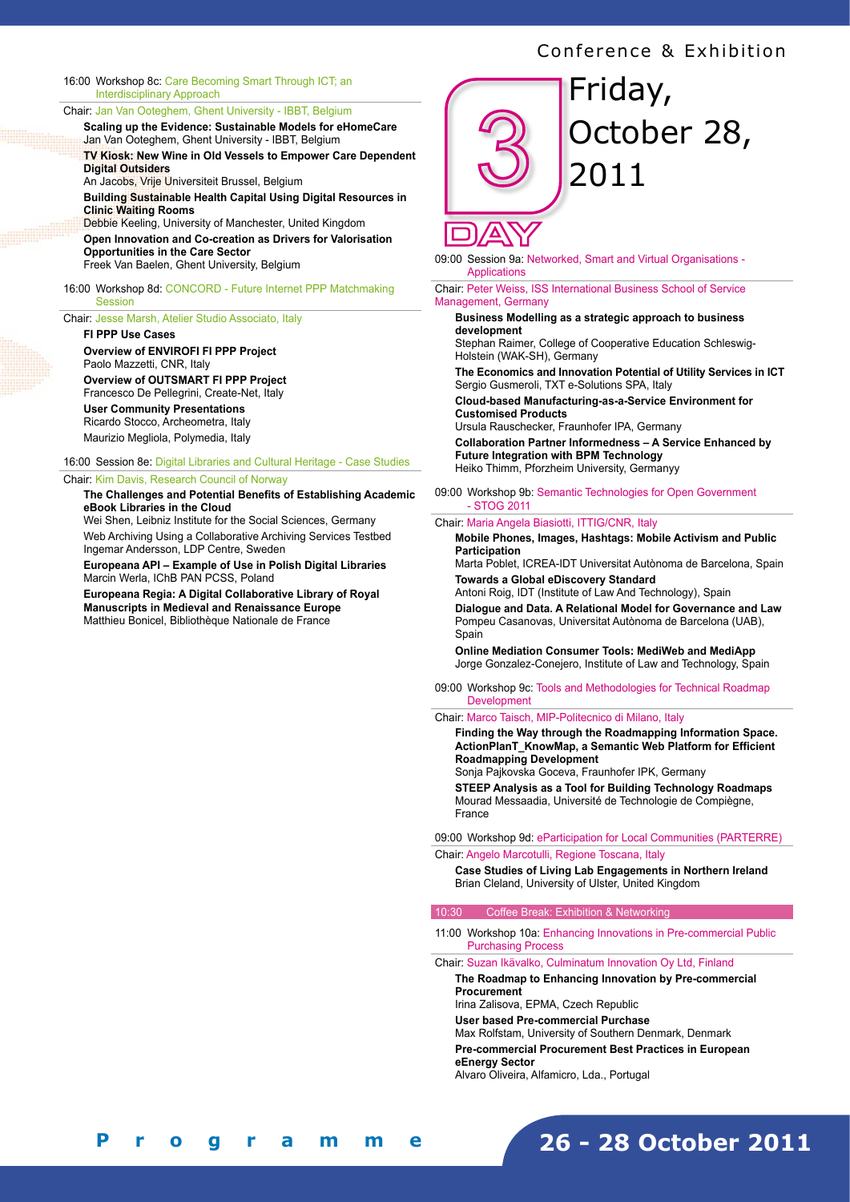16:00 Workshop 8c: Care Becoming Smart Through ICT; an Interdisciplinary Approach

Chair: Jan Van Ooteghem, Ghent University - IBBT, Belgium

**Scaling up the Evidence: Sustainable Models for eHomeCare**
Jan Van Ooteghem, Ghent University - IBBT, Belgium

**TV Kiosk: New Wine in Old Vessels to Empower Care Dependent Digital Outsiders**
An Jacobs, Vrije Universiteit Brussel, Belgium

**Building Sustainable Health Capital Using Digital Resources in Clinic Waiting Rooms**
Debbie Keeling, University of Manchester, United Kingdom

**Open Innovation and Co-creation as Drivers for Valorisation Opportunities in the Care Sector**
Freek Van Baelen, Ghent University, Belgium

16:00 Workshop 8d: CONCORD - Future Internet PPP Matchmaking Session

Chair: Jesse Marsh, Atelier Studio Associato, Italy

**FI PPP Use Cases**

**Overview of ENVIROFI FI PPP Project**
Paolo Mazzetti, CNR, Italy

**Overview of OUTSMART FI PPP Project**
Francesco De Pellegrini, Create-Net, Italy

**User Community Presentations**
Ricardo Stocco, Archeometra, Italy
Maurizio Megliola, Polymedia, Italy

16:00 Session 8e: Digital Libraries and Cultural Heritage - Case Studies

Chair: Kim Davis, Research Council of Norway

**The Challenges and Potential Benefits of Establishing Academic eBook Libraries in the Cloud**
Wei Shen, Leibniz Institute for the Social Sciences, Germany

Web Archiving Using a Collaborative Archiving Services Testbed
Ingemar Andersson, LDP Centre, Sweden

**Europeana API – Example of Use in Polish Digital Libraries**
Marcin Werla, IChB PAN PCSS, Poland

**Europeana Regia: A Digital Collaborative Library of Royal Manuscripts in Medieval and Renaissance Europe**
Matthieu Bonicel, Bibliothèque Nationale de France

# DAY 3 – Friday, October 28, 2011

09:00 Session 9a: Networked, Smart and Virtual Organisations - Applications

Chair: Peter Weiss, ISS International Business School of Service Management, Germany

**Business Modelling as a strategic approach to business development**
Stephan Raimer, College of Cooperative Education Schleswig-Holstein (WAK-SH), Germany

**The Economics and Innovation Potential of Utility Services in ICT**
Sergio Gusmeroli, TXT e-Solutions SPA, Italy

**Cloud-based Manufacturing-as-a-Service Environment for Customised Products**
Ursula Rauschecker, Fraunhofer IPA, Germany

**Collaboration Partner Informedness – A Service Enhanced by Future Integration with BPM Technology**
Heiko Thimm, Pforzheim University, Germanyy

09:00 Workshop 9b: Semantic Technologies for Open Government - STOG 2011

Chair: Maria Angela Biasiotti, ITTIG/CNR, Italy

**Mobile Phones, Images, Hashtags: Mobile Activism and Public Participation**
Marta Poblet, ICREA-IDT Universitat Autònoma de Barcelona, Spain

**Towards a Global eDiscovery Standard**
Antoni Roig, IDT (Institute of Law And Technology), Spain

**Dialogue and Data. A Relational Model for Governance and Law**
Pompeu Casanovas, Universitat Autònoma de Barcelona (UAB), Spain

**Online Mediation Consumer Tools: MediWeb and MediApp**
Jorge Gonzalez-Conejero, Institute of Law and Technology, Spain

09:00 Workshop 9c: Tools and Methodologies for Technical Roadmap Development

Chair: Marco Taisch, MIP-Politecnico di Milano, Italy

**Finding the Way through the Roadmapping Information Space. ActionPlanT_KnowMap, a Semantic Web Platform for Efficient Roadmapping Development**
Sonja Pajkovska Goceva, Fraunhofer IPK, Germany

**STEEP Analysis as a Tool for Building Technology Roadmaps**
Mourad Messaadia, Université de Technologie de Compiègne, France

09:00 Workshop 9d: eParticipation for Local Communities (PARTERRE)

Chair: Angelo Marcotulli, Regione Toscana, Italy

**Case Studies of Living Lab Engagements in Northern Ireland**
Brian Cleland, University of Ulster, United Kingdom

10:30 Coffee Break: Exhibition & Networking

11:00 Workshop 10a: Enhancing Innovations in Pre-commercial Public Purchasing Process

Chair: Suzan Ikävalko, Culminatum Innovation Oy Ltd, Finland

**The Roadmap to Enhancing Innovation by Pre-commercial Procurement**
Irina Zalisova, EPMA, Czech Republic

**User based Pre-commercial Purchase**
Max Rolfstam, University of Southern Denmark, Denmark

**Pre-commercial Procurement Best Practices in European eEnergy Sector**
Alvaro Oliveira, Alfamicro, Lda., Portugal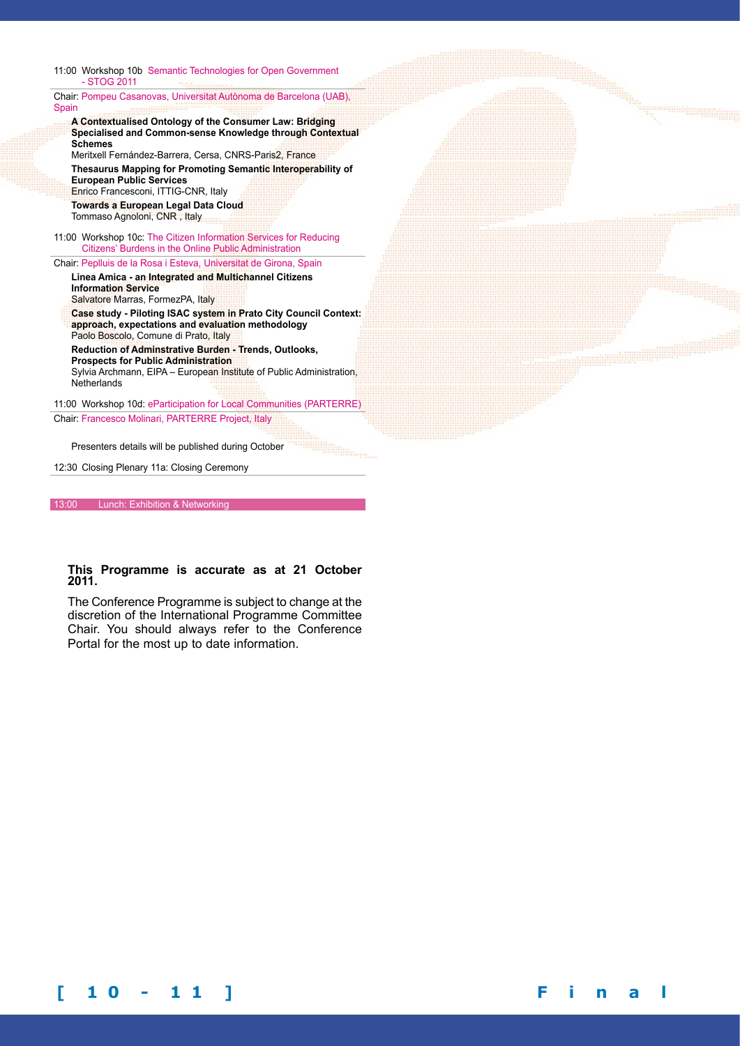11:00 Workshop 10b Semantic Technologies for Open Government - STOG 2011

Chair: Pompeu Casanovas, Universitat Autònoma de Barcelona (UAB), Spain

**A Contextualised Ontology of the Consumer Law: Bridging Specialised and Common-sense Knowledge through Contextual Schemes**
Meritxell Fernández-Barrera, Cersa, CNRS-Paris2, France

**Thesaurus Mapping for Promoting Semantic Interoperability of European Public Services**
Enrico Francesconi, ITTIG-CNR, Italy

**Towards a European Legal Data Cloud**
Tommaso Agnoloni, CNR , Italy

11:00 Workshop 10c: The Citizen Information Services for Reducing Citizens' Burdens in the Online Public Administration

Chair: Peplluis de la Rosa i Esteva, Universitat de Girona, Spain

**Linea Amica - an Integrated and Multichannel Citizens Information Service**
Salvatore Marras, FormezPA, Italy

**Case study - Piloting ISAC system in Prato City Council Context: approach, expectations and evaluation methodology**
Paolo Boscolo, Comune di Prato, Italy

**Reduction of Adminstrative Burden - Trends, Outlooks, Prospects for Public Administration**
Sylvia Archmann, EIPA – European Institute of Public Administration, Netherlands

11:00 Workshop 10d: eParticipation for Local Communities (PARTERRE)

Chair: Francesco Molinari, PARTERRE Project, Italy

Presenters details will be published during October

12:30 Closing Plenary 11a: Closing Ceremony

13:00 Lunch: Exhibition & Networking

**This Programme is accurate as at 21 October 2011.**

The Conference Programme is subject to change at the discretion of the International Programme Committee Chair. You should always refer to the Conference Portal for the most up to date information.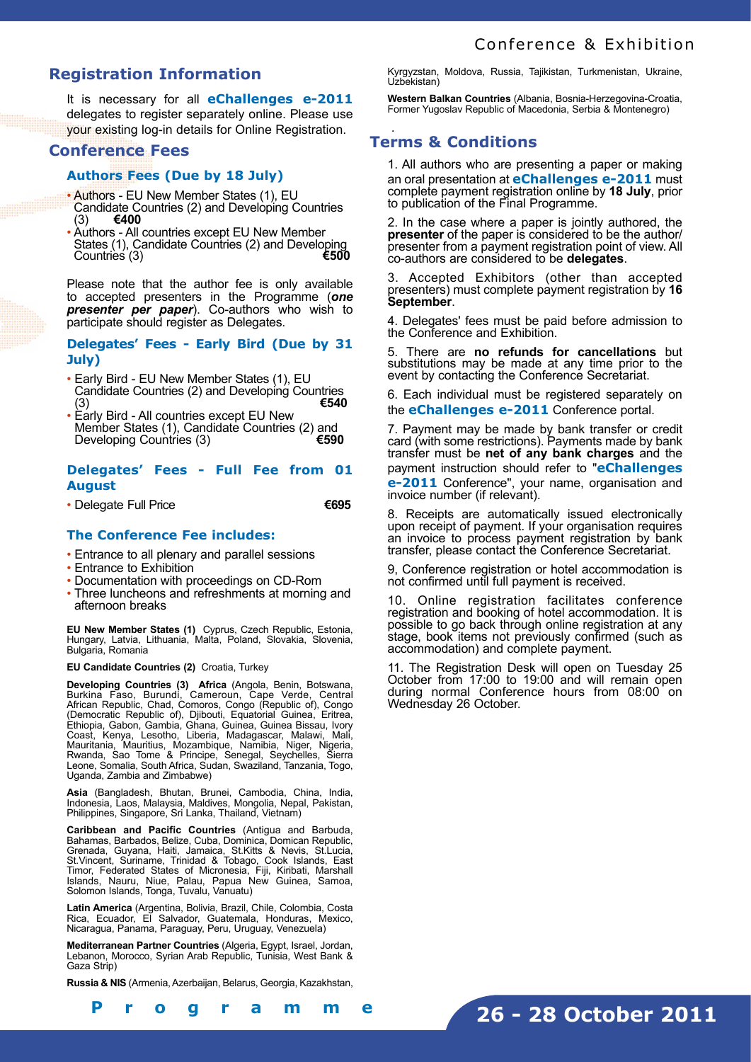## Registration Information

It is necessary for all **eChallenges e-2011** delegates to register separately online. Please use your existing log-in details for Online Registration.

## Conference Fees

### Authors Fees (Due by 18 July)

- Authors - EU New Member States (1), EU Candidate Countries (2) and Developing Countries (3) **€400**
- Authors - All countries except EU New Member States (1), Candidate Countries (2) and Developing Countries (3) **€500**

Please note that the author fee is only available to accepted presenters in the Programme (***one presenter per paper***). Co-authors who wish to participate should register as Delegates.

### Delegates' Fees - Early Bird (Due by 31 July)

- Early Bird - EU New Member States (1), EU Candidate Countries (2) and Developing Countries (3) **€540**
- Early Bird - All countries except EU New Member States (1), Candidate Countries (2) and Developing Countries (3) **€590**

### Delegates' Fees - Full Fee from 01 August

- Delegate Full Price **€695**

### The Conference Fee includes:

- Entrance to all plenary and parallel sessions
- Entrance to Exhibition
- Documentation with proceedings on CD-Rom
- Three luncheons and refreshments at morning and afternoon breaks

**EU New Member States (1)** Cyprus, Czech Republic, Estonia, Hungary, Latvia, Lithuania, Malta, Poland, Slovakia, Slovenia, Bulgaria, Romania

**EU Candidate Countries (2)** Croatia, Turkey

**Developing Countries (3) Africa** (Angola, Benin, Botswana, Burkina Faso, Burundi, Cameroun, Cape Verde, Central African Republic, Chad, Comoros, Congo (Republic of), Congo (Democratic Republic of), Djibouti, Equatorial Guinea, Eritrea, Ethiopia, Gabon, Gambia, Ghana, Guinea, Guinea Bissau, Ivory Coast, Kenya, Lesotho, Liberia, Madagascar, Malawi, Mali, Mauritania, Mauritius, Mozambique, Namibia, Niger, Nigeria, Rwanda, Sao Tome & Principe, Senegal, Seychelles, Sierra Leone, Somalia, South Africa, Sudan, Swaziland, Tanzania, Togo, Uganda, Zambia and Zimbabwe)

**Asia** (Bangladesh, Bhutan, Brunei, Cambodia, China, India, Indonesia, Laos, Malaysia, Maldives, Mongolia, Nepal, Pakistan, Philippines, Singapore, Sri Lanka, Thailand, Vietnam)

**Caribbean and Pacific Countries** (Antigua and Barbuda, Bahamas, Barbados, Belize, Cuba, Dominica, Domican Republic, Grenada, Guyana, Haiti, Jamaica, St.Kitts & Nevis, St.Lucia, St.Vincent, Suriname, Trinidad & Tobago, Cook Islands, East Timor, Federated States of Micronesia, Fiji, Kiribati, Marshall Islands, Nauru, Niue, Palau, Papua New Guinea, Samoa, Solomon Islands, Tonga, Tuvalu, Vanuatu)

**Latin America** (Argentina, Bolivia, Brazil, Chile, Colombia, Costa Rica, Ecuador, El Salvador, Guatemala, Honduras, Mexico, Nicaragua, Panama, Paraguay, Peru, Uruguay, Venezuela)

**Mediterranean Partner Countries** (Algeria, Egypt, Israel, Jordan, Lebanon, Morocco, Syrian Arab Republic, Tunisia, West Bank & Gaza Strip)

**Russia & NIS** (Armenia, Azerbaijan, Belarus, Georgia, Kazakhstan, Kyrgyzstan, Moldova, Russia, Tajikistan, Turkmenistan, Ukraine, Uzbekistan)

**Western Balkan Countries** (Albania, Bosnia-Herzegovina-Croatia, Former Yugoslav Republic of Macedonia, Serbia & Montenegro)

## Terms & Conditions

1. All authors who are presenting a paper or making an oral presentation at **eChallenges e-2011** must complete payment registration online by **18 July**, prior to publication of the Final Programme.

2. In the case where a paper is jointly authored, the **presenter** of the paper is considered to be the author/presenter from a payment registration point of view. All co-authors are considered to be **delegates**.

3. Accepted Exhibitors (other than accepted presenters) must complete payment registration by **16 September**.

4. Delegates' fees must be paid before admission to the Conference and Exhibition.

5. There are **no refunds for cancellations** but substitutions may be made at any time prior to the event by contacting the Conference Secretariat.

6. Each individual must be registered separately on the **eChallenges e-2011** Conference portal.

7. Payment may be made by bank transfer or credit card (with some restrictions). Payments made by bank transfer must be **net of any bank charges** and the payment instruction should refer to "**eChallenges e-2011** Conference", your name, organisation and invoice number (if relevant).

8. Receipts are automatically issued electronically upon receipt of payment. If your organisation requires an invoice to process payment registration by bank transfer, please contact the Conference Secretariat.

9, Conference registration or hotel accommodation is not confirmed until full payment is received.

10. Online registration facilitates conference registration and booking of hotel accommodation. It is possible to go back through online registration at any stage, book items not previously confirmed (such as accommodation) and complete payment.

11. The Registration Desk will open on Tuesday 25 October from 17:00 to 19:00 and will remain open during normal Conference hours from 08:00 on Wednesday 26 October.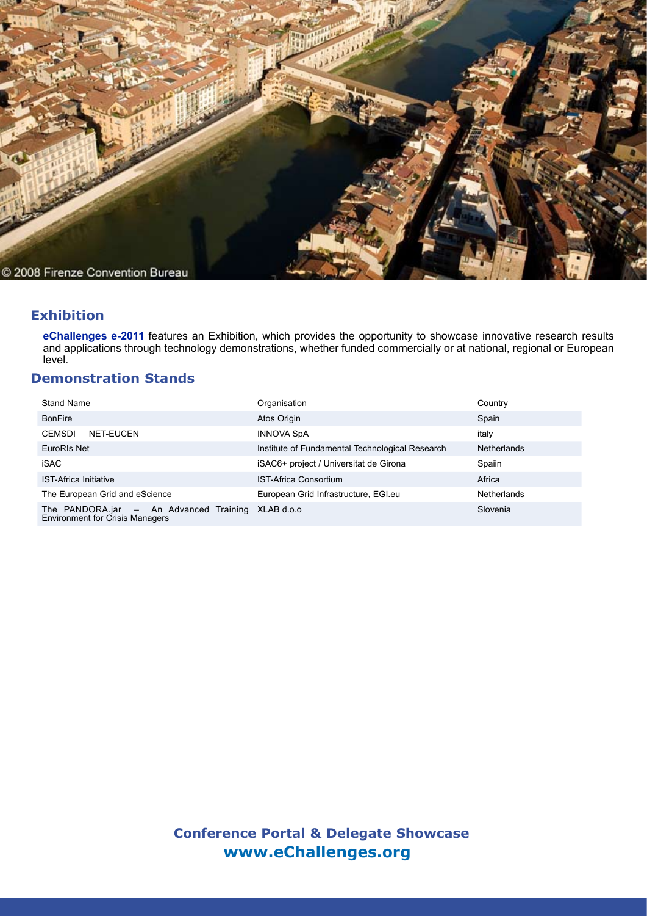## Exhibition

**eChallenges e-2011** features an Exhibition, which provides the opportunity to showcase innovative research results and applications through technology demonstrations, whether funded commercially or at national, regional or European level.

## Demonstration Stands

| Stand Name | Organisation | Country |
|---|---|---|
| BonFire | Atos Origin | Spain |
| CEMSDI NET-EUCEN | INNOVA SpA | italy |
| EuroRIs Net | Institute of Fundamental Technological Research | Netherlands |
| iSAC | iSAC6+ project / Universitat de Girona | Spaiin |
| IST-Africa Initiative | IST-Africa Consortium | Africa |
| The European Grid and eScience | European Grid Infrastructure, EGI.eu | Netherlands |
| The PANDORA.jar – An Advanced Training Environment for Crisis Managers | XLAB d.o.o | Slovenia |

**Conference Portal & Delegate Showcase**
**www.eChallenges.org**